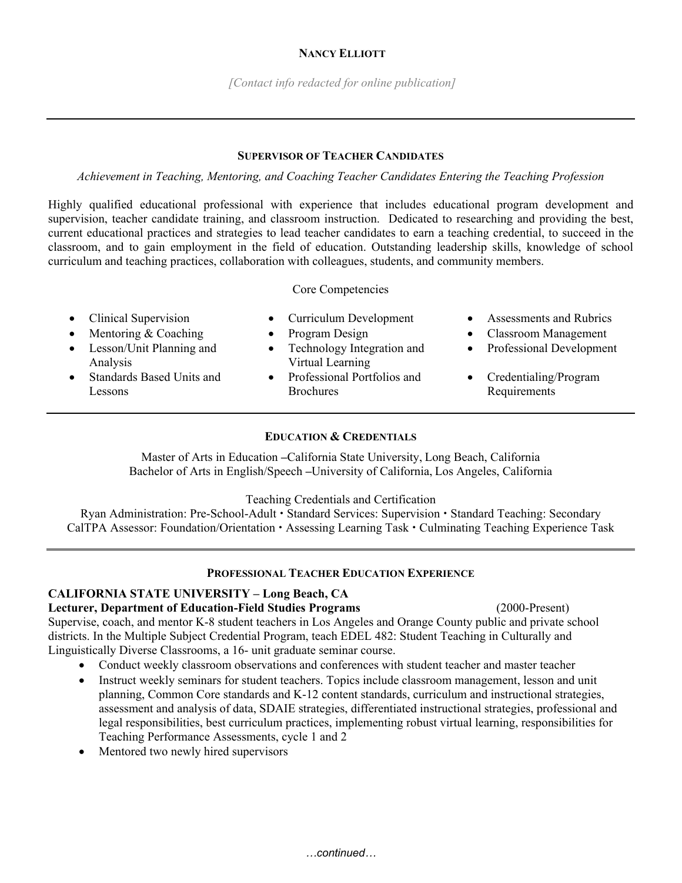# NANCY ELLIOTT

*[Contact info redacted for online publication]*

---

## SUPERVISOR OF TEACHER CANDIDATES

*Achievement in Teaching, Mentoring, and Coaching Teacher Candidates Entering the Teaching Profession*

Highly qualified educational professional with experience that includes educational program development and supervision, teacher candidate training, and classroom instruction. Dedicated to researching and providing the best, current educational practices and strategies to lead teacher candidates to earn a teaching credential, to succeed in the classroom, and to gain employment in the field of education. Outstanding leadership skills, knowledge of school curriculum and teaching practices, collaboration with colleagues, students, and community members.

Core Competencies

- Clinical Supervision
- Mentoring & Coaching
- Lesson/Unit Planning and Analysis
- Standards Based Units and Lessons
- Curriculum Development
- Program Design
- Technology Integration and Virtual Learning
- Professional Portfolios and Brochures
- Assessments and Rubrics
- Classroom Management
- Professional Development
- Credentialing/Program Requirements

---

## EDUCATION & CREDENTIALS

Master of Arts in Education –California State University, Long Beach, California
Bachelor of Arts in English/Speech –University of California, Los Angeles, California

Teaching Credentials and Certification
Ryan Administration: Pre-School-Adult • Standard Services: Supervision • Standard Teaching: Secondary
CalTPA Assessor: Foundation/Orientation • Assessing Learning Task • Culminating Teaching Experience Task

---

## PROFESSIONAL TEACHER EDUCATION EXPERIENCE

**CALIFORNIA STATE UNIVERSITY – Long Beach, CA**
**Lecturer, Department of Education-Field Studies Programs** (2000-Present)
Supervise, coach, and mentor K-8 student teachers in Los Angeles and Orange County public and private school districts. In the Multiple Subject Credential Program, teach EDEL 482: Student Teaching in Culturally and Linguistically Diverse Classrooms, a 16- unit graduate seminar course.

- Conduct weekly classroom observations and conferences with student teacher and master teacher
- Instruct weekly seminars for student teachers. Topics include classroom management, lesson and unit planning, Common Core standards and K-12 content standards, curriculum and instructional strategies, assessment and analysis of data, SDAIE strategies, differentiated instructional strategies, professional and legal responsibilities, best curriculum practices, implementing robust virtual learning, responsibilities for Teaching Performance Assessments, cycle 1 and 2
- Mentored two newly hired supervisors

*…continued…*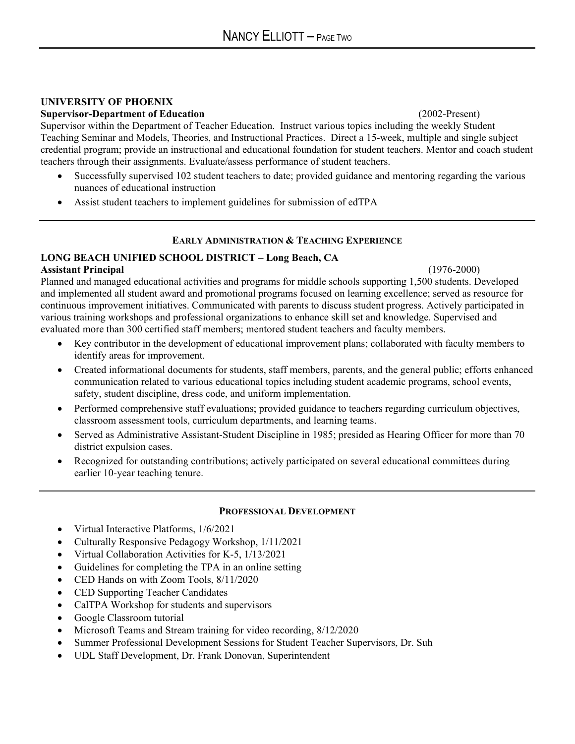**UNIVERSITY OF PHOENIX**

**Supervisor-Department of Education** (2002-Present)

Supervisor within the Department of Teacher Education. Instruct various topics including the weekly Student Teaching Seminar and Models, Theories, and Instructional Practices. Direct a 15-week, multiple and single subject credential program; provide an instructional and educational foundation for student teachers. Mentor and coach student teachers through their assignments. Evaluate/assess performance of student teachers.

- Successfully supervised 102 student teachers to date; provided guidance and mentoring regarding the various nuances of educational instruction
- Assist student teachers to implement guidelines for submission of edTPA

---

## EARLY ADMINISTRATION & TEACHING EXPERIENCE

**LONG BEACH UNIFIED SCHOOL DISTRICT – Long Beach, CA**

**Assistant Principal** (1976-2000)

Planned and managed educational activities and programs for middle schools supporting 1,500 students. Developed and implemented all student award and promotional programs focused on learning excellence; served as resource for continuous improvement initiatives. Communicated with parents to discuss student progress. Actively participated in various training workshops and professional organizations to enhance skill set and knowledge. Supervised and evaluated more than 300 certified staff members; mentored student teachers and faculty members.

- Key contributor in the development of educational improvement plans; collaborated with faculty members to identify areas for improvement.
- Created informational documents for students, staff members, parents, and the general public; efforts enhanced communication related to various educational topics including student academic programs, school events, safety, student discipline, dress code, and uniform implementation.
- Performed comprehensive staff evaluations; provided guidance to teachers regarding curriculum objectives, classroom assessment tools, curriculum departments, and learning teams.
- Served as Administrative Assistant-Student Discipline in 1985; presided as Hearing Officer for more than 70 district expulsion cases.
- Recognized for outstanding contributions; actively participated on several educational committees during earlier 10-year teaching tenure.

---

## PROFESSIONAL DEVELOPMENT

- Virtual Interactive Platforms, 1/6/2021
- Culturally Responsive Pedagogy Workshop, 1/11/2021
- Virtual Collaboration Activities for K-5, 1/13/2021
- Guidelines for completing the TPA in an online setting
- CED Hands on with Zoom Tools, 8/11/2020
- CED Supporting Teacher Candidates
- CalTPA Workshop for students and supervisors
- Google Classroom tutorial
- Microsoft Teams and Stream training for video recording, 8/12/2020
- Summer Professional Development Sessions for Student Teacher Supervisors, Dr. Suh
- UDL Staff Development, Dr. Frank Donovan, Superintendent